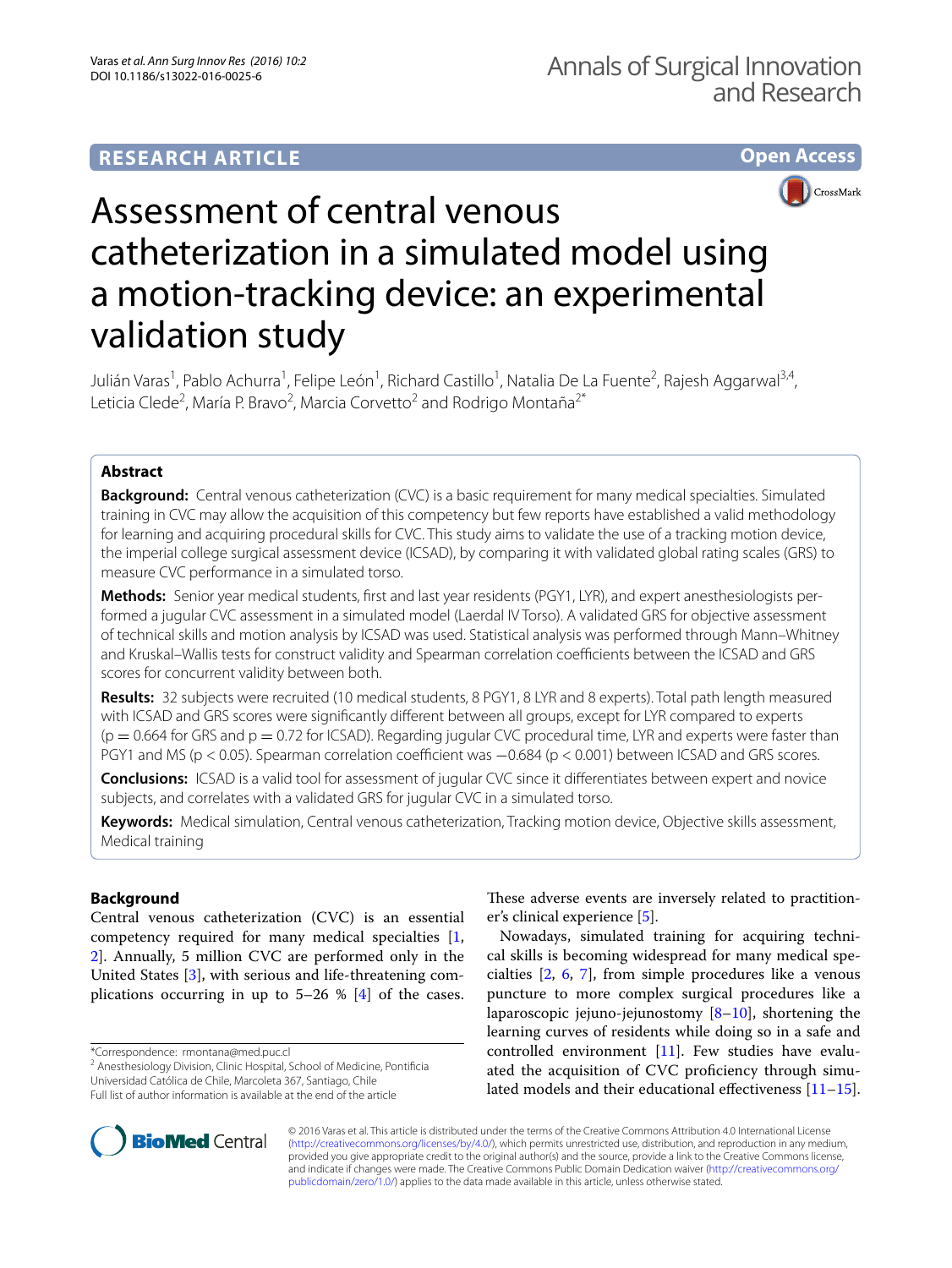RESEARCH ARTICLE

Open Access

# Assessment of central venous catheterization in a simulated model using a motion-tracking device: an experimental validation study

Julián Varas[1], Pablo Achurra[1], Felipe León[1], Richard Castillo[1], Natalia De La Fuente[2], Rajesh Aggarwal[3,4], Leticia Clede[2], María P. Bravo[2], Marcia Corvetto[2] and Rodrigo Montaña[2*]

## Abstract

**Background:** Central venous catheterization (CVC) is a basic requirement for many medical specialties. Simulated training in CVC may allow the acquisition of this competency but few reports have established a valid methodology for learning and acquiring procedural skills for CVC. This study aims to validate the use of a tracking motion device, the imperial college surgical assessment device (ICSAD), by comparing it with validated global rating scales (GRS) to measure CVC performance in a simulated torso.

**Methods:** Senior year medical students, first and last year residents (PGY1, LYR), and expert anesthesiologists performed a jugular CVC assessment in a simulated model (Laerdal IV Torso). A validated GRS for objective assessment of technical skills and motion analysis by ICSAD was used. Statistical analysis was performed through Mann–Whitney and Kruskal–Wallis tests for construct validity and Spearman correlation coefficients between the ICSAD and GRS scores for concurrent validity between both.

**Results:** 32 subjects were recruited (10 medical students, 8 PGY1, 8 LYR and 8 experts). Total path length measured with ICSAD and GRS scores were significantly different between all groups, except for LYR compared to experts ($p = 0.664$ for GRS and $p = 0.72$ for ICSAD). Regarding jugular CVC procedural time, LYR and experts were faster than PGY1 and MS ($p < 0.05$). Spearman correlation coefficient was $-0.684$ ($p < 0.001$) between ICSAD and GRS scores.

**Conclusions:** ICSAD is a valid tool for assessment of jugular CVC since it differentiates between expert and novice subjects, and correlates with a validated GRS for jugular CVC in a simulated torso.

**Keywords:** Medical simulation, Central venous catheterization, Tracking motion device, Objective skills assessment, Medical training

## Background

Central venous catheterization (CVC) is an essential competency required for many medical specialties [1, 2]. Annually, 5 million CVC are performed only in the United States [3], with serious and life-threatening complications occurring in up to 5–26 % [4] of the cases. These adverse events are inversely related to practitioner's clinical experience [5].

Nowadays, simulated training for acquiring technical skills is becoming widespread for many medical specialties [2, 6, 7], from simple procedures like a venous puncture to more complex surgical procedures like a laparoscopic jejuno-jejunostomy [8–10], shortening the learning curves of residents while doing so in a safe and controlled environment [11]. Few studies have evaluated the acquisition of CVC proficiency through simulated models and their educational effectiveness [11–15].

*Correspondence: rmontana@med.puc.cl
[2] Anesthesiology Division, Clinic Hospital, School of Medicine, Pontificia Universidad Católica de Chile, Marcoleta 367, Santiago, Chile
Full list of author information is available at the end of the article

© 2016 Varas et al. This article is distributed under the terms of the Creative Commons Attribution 4.0 International License (http://creativecommons.org/licenses/by/4.0/), which permits unrestricted use, distribution, and reproduction in any medium, provided you give appropriate credit to the original author(s) and the source, provide a link to the Creative Commons license, and indicate if changes were made. The Creative Commons Public Domain Dedication waiver (http://creativecommons.org/publicdomain/zero/1.0/) applies to the data made available in this article, unless otherwise stated.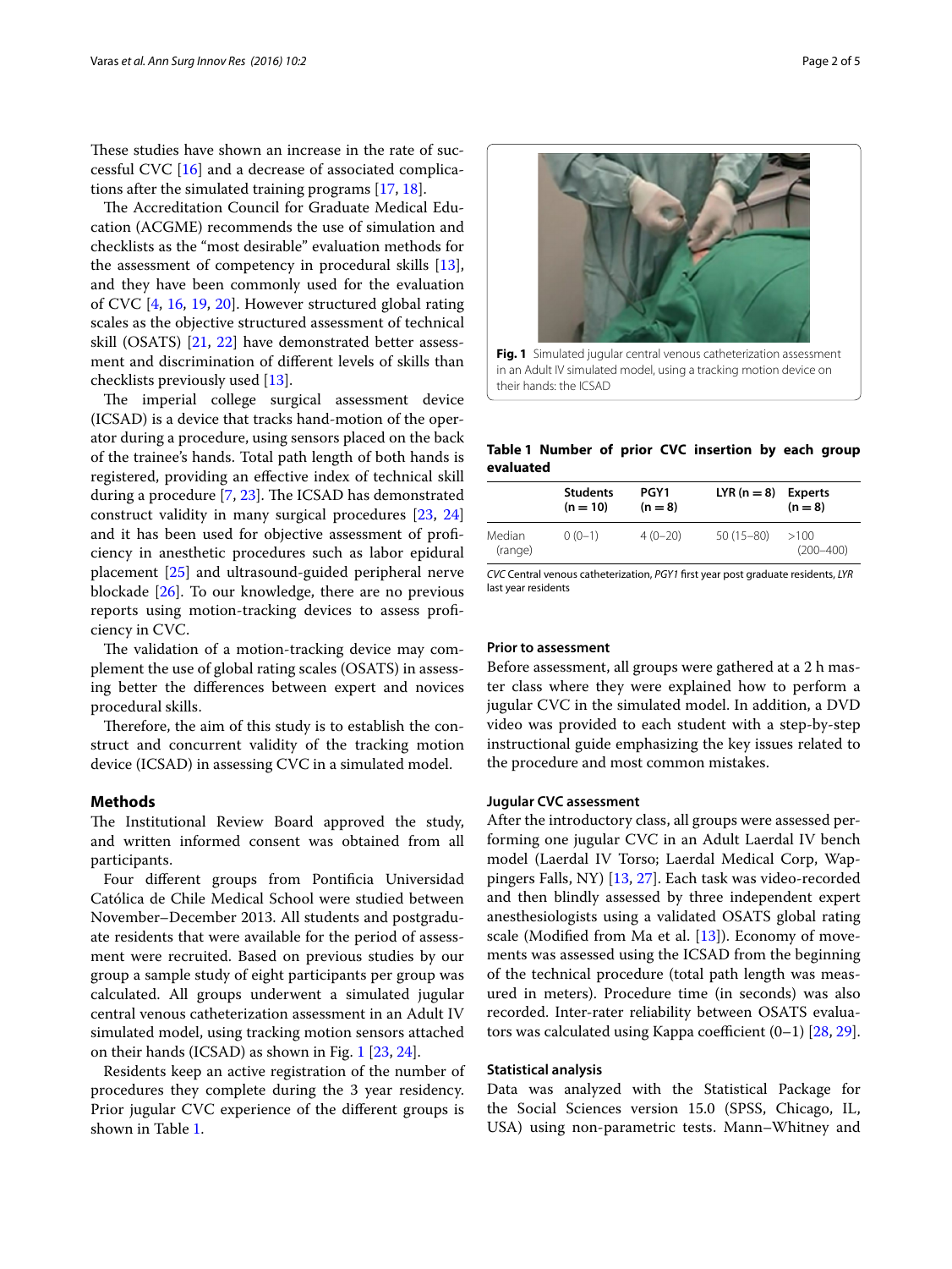These studies have shown an increase in the rate of successful CVC [16] and a decrease of associated complications after the simulated training programs [17, 18].

The Accreditation Council for Graduate Medical Education (ACGME) recommends the use of simulation and checklists as the "most desirable" evaluation methods for the assessment of competency in procedural skills [13], and they have been commonly used for the evaluation of CVC [4, 16, 19, 20]. However structured global rating scales as the objective structured assessment of technical skill (OSATS) [21, 22] have demonstrated better assessment and discrimination of different levels of skills than checklists previously used [13].

The imperial college surgical assessment device (ICSAD) is a device that tracks hand-motion of the operator during a procedure, using sensors placed on the back of the trainee's hands. Total path length of both hands is registered, providing an effective index of technical skill during a procedure [7, 23]. The ICSAD has demonstrated construct validity in many surgical procedures [23, 24] and it has been used for objective assessment of proficiency in anesthetic procedures such as labor epidural placement [25] and ultrasound-guided peripheral nerve blockade [26]. To our knowledge, there are no previous reports using motion-tracking devices to assess proficiency in CVC.

The validation of a motion-tracking device may complement the use of global rating scales (OSATS) in assessing better the differences between expert and novices procedural skills.

Therefore, the aim of this study is to establish the construct and concurrent validity of the tracking motion device (ICSAD) in assessing CVC in a simulated model.

## Methods

The Institutional Review Board approved the study, and written informed consent was obtained from all participants.

Four different groups from Pontificia Universidad Católica de Chile Medical School were studied between November–December 2013. All students and postgraduate residents that were available for the period of assessment were recruited. Based on previous studies by our group a sample study of eight participants per group was calculated. All groups underwent a simulated jugular central venous catheterization assessment in an Adult IV simulated model, using tracking motion sensors attached on their hands (ICSAD) as shown in Fig. 1 [23, 24].

Residents keep an active registration of the number of procedures they complete during the 3 year residency. Prior jugular CVC experience of the different groups is shown in Table 1.

**Fig. 1** Simulated jugular central venous catheterization assessment in an Adult IV simulated model, using a tracking motion device on their hands: the ICSAD

**Table 1 Number of prior CVC insertion by each group evaluated**

| | Students (n = 10) | PGY1 (n = 8) | LYR (n = 8) | Experts (n = 8) |
|---|---|---|---|---|
| Median (range) | 0 (0–1) | 4 (0–20) | 50 (15–80) | >100 (200–400) |

*CVC* Central venous catheterization, *PGY1* first year post graduate residents, *LYR* last year residents

### Prior to assessment

Before assessment, all groups were gathered at a 2 h master class where they were explained how to perform a jugular CVC in the simulated model. In addition, a DVD video was provided to each student with a step-by-step instructional guide emphasizing the key issues related to the procedure and most common mistakes.

### Jugular CVC assessment

After the introductory class, all groups were assessed performing one jugular CVC in an Adult Laerdal IV bench model (Laerdal IV Torso; Laerdal Medical Corp, Wappingers Falls, NY) [13, 27]. Each task was video-recorded and then blindly assessed by three independent expert anesthesiologists using a validated OSATS global rating scale (Modified from Ma et al. [13]). Economy of movements was assessed using the ICSAD from the beginning of the technical procedure (total path length was measured in meters). Procedure time (in seconds) was also recorded. Inter-rater reliability between OSATS evaluators was calculated using Kappa coefficient (0–1) [28, 29].

### Statistical analysis

Data was analyzed with the Statistical Package for the Social Sciences version 15.0 (SPSS, Chicago, IL, USA) using non-parametric tests. Mann–Whitney and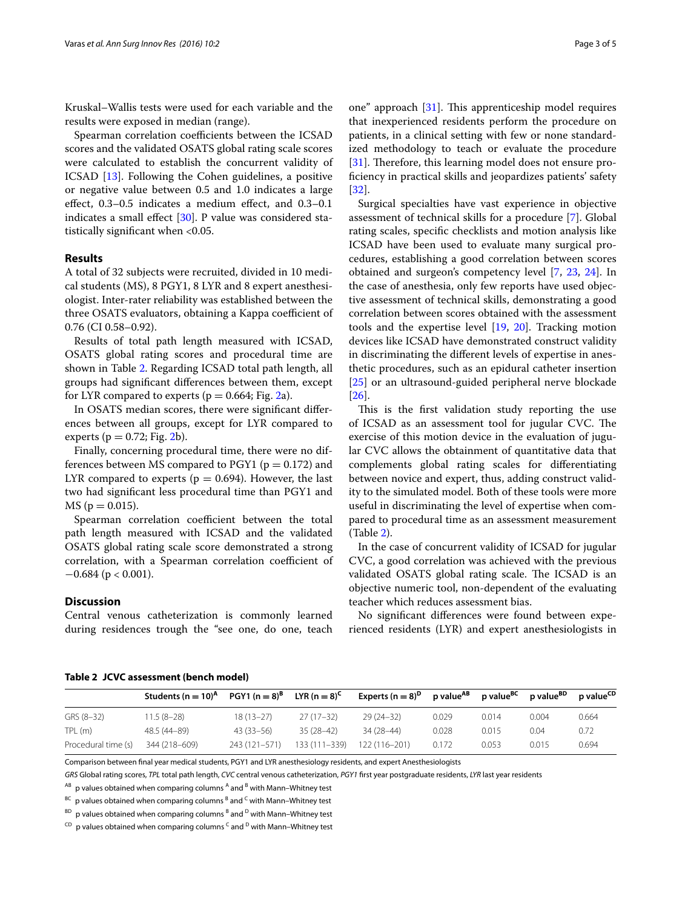Kruskal–Wallis tests were used for each variable and the results were exposed in median (range).

Spearman correlation coefficients between the ICSAD scores and the validated OSATS global rating scale scores were calculated to establish the concurrent validity of ICSAD [13]. Following the Cohen guidelines, a positive or negative value between 0.5 and 1.0 indicates a large effect, 0.3–0.5 indicates a medium effect, and 0.3–0.1 indicates a small effect [30]. P value was considered statistically significant when <0.05.

## Results

A total of 32 subjects were recruited, divided in 10 medical students (MS), 8 PGY1, 8 LYR and 8 expert anesthesiologist. Inter-rater reliability was established between the three OSATS evaluators, obtaining a Kappa coefficient of 0.76 (CI 0.58–0.92).

Results of total path length measured with ICSAD, OSATS global rating scores and procedural time are shown in Table 2. Regarding ICSAD total path length, all groups had significant differences between them, except for LYR compared to experts ($p = 0.664$; Fig. 2a).

In OSATS median scores, there were significant differences between all groups, except for LYR compared to experts ($p = 0.72$; Fig. 2b).

Finally, concerning procedural time, there were no differences between MS compared to PGY1 ($p = 0.172$) and LYR compared to experts ($p = 0.694$). However, the last two had significant less procedural time than PGY1 and MS ($p = 0.015$).

Spearman correlation coefficient between the total path length measured with ICSAD and the validated OSATS global rating scale score demonstrated a strong correlation, with a Spearman correlation coefficient of −0.684 ($p < 0.001$).

## Discussion

Central venous catheterization is commonly learned during residences trough the "see one, do one, teach one" approach [31]. This apprenticeship model requires that inexperienced residents perform the procedure on patients, in a clinical setting with few or none standardized methodology to teach or evaluate the procedure [31]. Therefore, this learning model does not ensure proficiency in practical skills and jeopardizes patients' safety [32].

Surgical specialties have vast experience in objective assessment of technical skills for a procedure [7]. Global rating scales, specific checklists and motion analysis like ICSAD have been used to evaluate many surgical procedures, establishing a good correlation between scores obtained and surgeon's competency level [7, 23, 24]. In the case of anesthesia, only few reports have used objective assessment of technical skills, demonstrating a good correlation between scores obtained with the assessment tools and the expertise level [19, 20]. Tracking motion devices like ICSAD have demonstrated construct validity in discriminating the different levels of expertise in anesthetic procedures, such as an epidural catheter insertion [25] or an ultrasound-guided peripheral nerve blockade [26].

This is the first validation study reporting the use of ICSAD as an assessment tool for jugular CVC. The exercise of this motion device in the evaluation of jugular CVC allows the obtainment of quantitative data that complements global rating scales for differentiating between novice and expert, thus, adding construct validity to the simulated model. Both of these tools were more useful in discriminating the level of expertise when compared to procedural time as an assessment measurement (Table 2).

In the case of concurrent validity of ICSAD for jugular CVC, a good correlation was achieved with the previous validated OSATS global rating scale. The ICSAD is an objective numeric tool, non-dependent of the evaluating teacher which reduces assessment bias.

No significant differences were found between experienced residents (LYR) and expert anesthesiologists in

**Table 2 JCVC assessment (bench model)**

| | Students (n = 10)[A] | PGY1 (n = 8)[B] | LYR (n = 8)[C] | Experts (n = 8)[D] | p value[AB] | p value[BC] | p value[BD] | p value[CD] |
|---|---|---|---|---|---|---|---|---|
| GRS (8–32) | 11.5 (8–28) | 18 (13–27) | 27 (17–32) | 29 (24–32) | 0.029 | 0.014 | 0.004 | 0.664 |
| TPL (m) | 48.5 (44–89) | 43 (33–56) | 35 (28–42) | 34 (28–44) | 0.028 | 0.015 | 0.04 | 0.72 |
| Procedural time (s) | 344 (218–609) | 243 (121–571) | 133 (111–339) | 122 (116–201) | 0.172 | 0.053 | 0.015 | 0.694 |

Comparison between final year medical students, PGY1 and LYR anesthesiology residents, and expert Anesthesiologists

*GRS* Global rating scores, *TPL* total path length, *CVC* central venous catheterization, *PGY1* first year postgraduate residents, *LYR* last year residents

[AB] p values obtained when comparing columns [A] and [B] with Mann–Whitney test

[BC] p values obtained when comparing columns [B] and [C] with Mann–Whitney test

[BD] p values obtained when comparing columns [B] and [D] with Mann–Whitney test

[CD] p values obtained when comparing columns [C] and [D] with Mann–Whitney test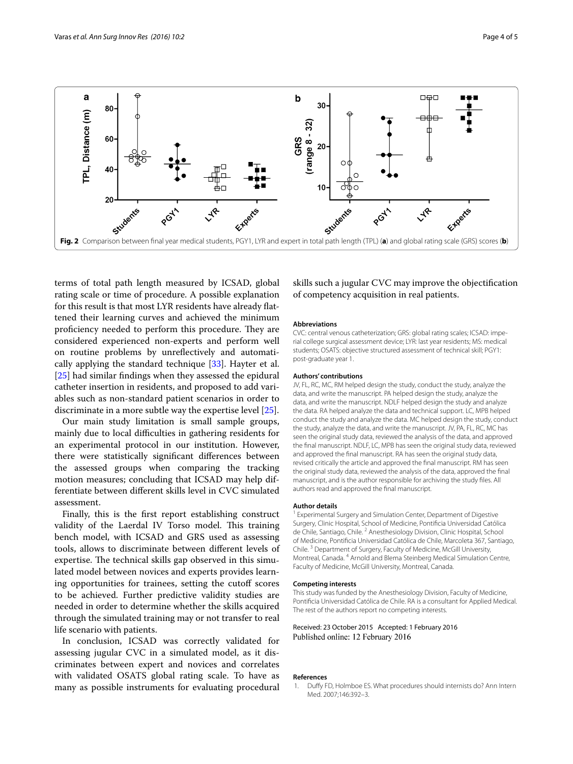Fig. 2 Comparison between final year medical students, PGY1, LYR and expert in total path length (TPL) (**a**) and global rating scale (GRS) scores (**b**)

terms of total path length measured by ICSAD, global rating scale or time of procedure. A possible explanation for this result is that most LYR residents have already flattened their learning curves and achieved the minimum proficiency needed to perform this procedure. They are considered experienced non-experts and perform well on routine problems by unreflectively and automatically applying the standard technique [33]. Hayter et al. [25] had similar findings when they assessed the epidural catheter insertion in residents, and proposed to add variables such as non-standard patient scenarios in order to discriminate in a more subtle way the expertise level [25].

Our main study limitation is small sample groups, mainly due to local difficulties in gathering residents for an experimental protocol in our institution. However, there were statistically significant differences between the assessed groups when comparing the tracking motion measures; concluding that ICSAD may help differentiate between different skills level in CVC simulated assessment.

Finally, this is the first report establishing construct validity of the Laerdal IV Torso model. This training bench model, with ICSAD and GRS used as assessing tools, allows to discriminate between different levels of expertise. The technical skills gap observed in this simulated model between novices and experts provides learning opportunities for trainees, setting the cutoff scores to be achieved. Further predictive validity studies are needed in order to determine whether the skills acquired through the simulated training may or not transfer to real life scenario with patients.

In conclusion, ICSAD was correctly validated for assessing jugular CVC in a simulated model, as it discriminates between expert and novices and correlates with validated OSATS global rating scale. To have as many as possible instruments for evaluating procedural skills such a jugular CVC may improve the objectification of competency acquisition in real patients.

### Abbreviations

CVC: central venous catheterization; GRS: global rating scales; ICSAD: imperial college surgical assessment device; LYR: last year residents; MS: medical students; OSATS: objective structured assessment of technical skill; PGY1: post-graduate year 1.

### Authors' contributions

JV, FL, RC, MC, RM helped design the study, conduct the study, analyze the data, and write the manuscript. PA helped design the study, analyze the data, and write the manuscript. NDLF helped design the study and analyze the data. RA helped analyze the data and technical support. LC, MPB helped conduct the study and analyze the data. MC helped design the study, conduct the study, analyze the data, and write the manuscript. JV, PA, FL, RC, MC has seen the original study data, reviewed the analysis of the data, and approved the final manuscript. NDLF, LC, MPB has seen the original study data, reviewed and approved the final manuscript. RA has seen the original study data, revised critically the article and approved the final manuscript. RM has seen the original study data, reviewed the analysis of the data, approved the final manuscript, and is the author responsible for archiving the study files. All authors read and approved the final manuscript.

### Author details

[1] Experimental Surgery and Simulation Center, Department of Digestive Surgery, Clinic Hospital, School of Medicine, Pontificia Universidad Católica de Chile, Santiago, Chile. [2] Anesthesiology Division, Clinic Hospital, School of Medicine, Pontificia Universidad Católica de Chile, Marcoleta 367, Santiago, Chile. [3] Department of Surgery, Faculty of Medicine, McGill University, Montreal, Canada. [4] Arnold and Blema Steinberg Medical Simulation Centre, Faculty of Medicine, McGill University, Montreal, Canada.

### Competing interests

This study was funded by the Anesthesiology Division, Faculty of Medicine, Pontificia Universidad Católica de Chile. RA is a consultant for Applied Medical. The rest of the authors report no competing interests.

Received: 23 October 2015 Accepted: 1 February 2016
Published online: 12 February 2016

### References

1. Duffy FD, Holmboe ES. What procedures should internists do? Ann Intern Med. 2007;146:392–3.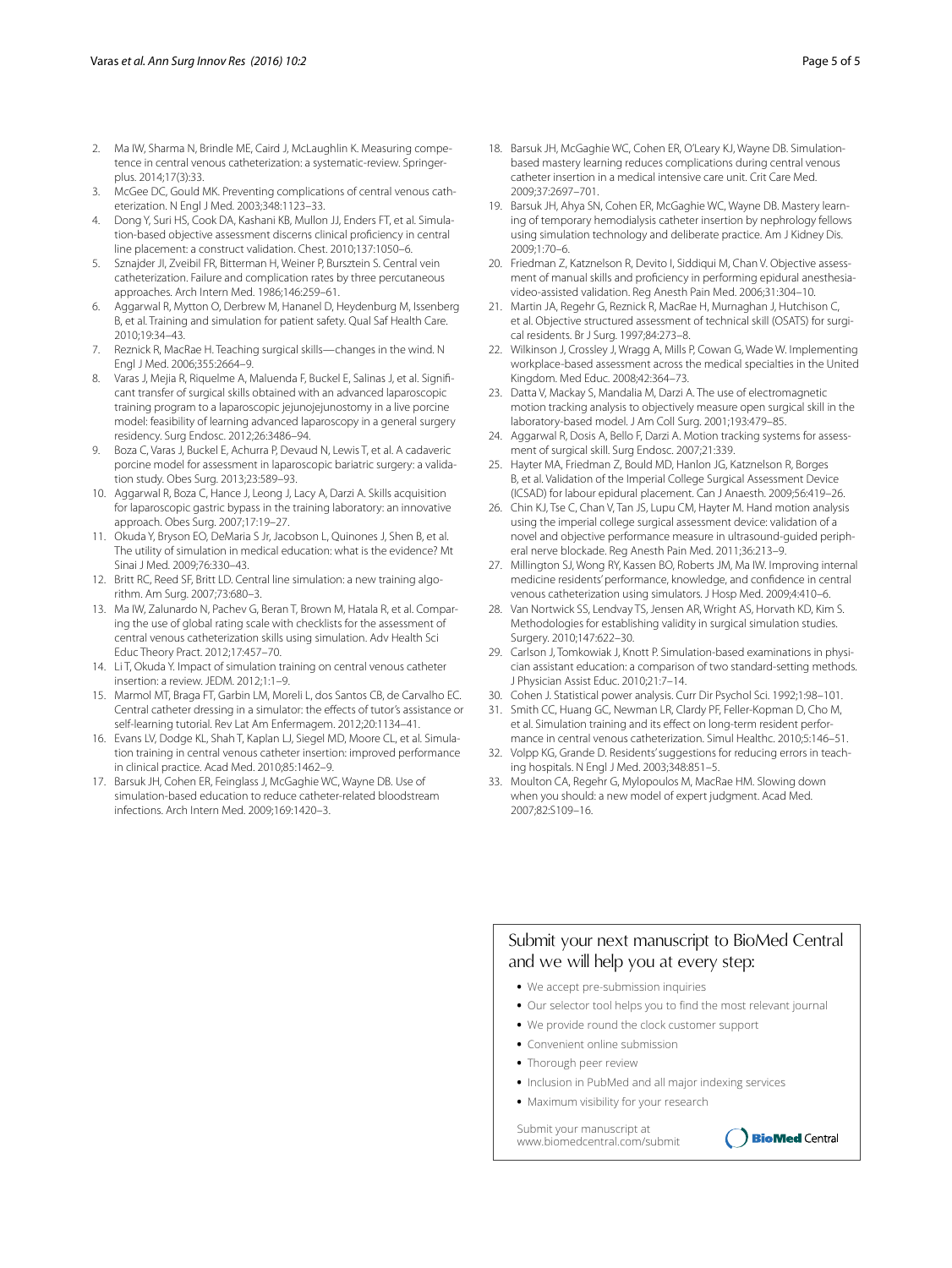2. Ma IW, Sharma N, Brindle ME, Caird J, McLaughlin K. Measuring competence in central venous catheterization: a systematic-review. Springerplus. 2014;17(3):33.
3. McGee DC, Gould MK. Preventing complications of central venous catheterization. N Engl J Med. 2003;348:1123–33.
4. Dong Y, Suri HS, Cook DA, Kashani KB, Mullon JJ, Enders FT, et al. Simulation-based objective assessment discerns clinical proficiency in central line placement: a construct validation. Chest. 2010;137:1050–6.
5. Sznajder JI, Zveibil FR, Bitterman H, Weiner P, Bursztein S. Central vein catheterization. Failure and complication rates by three percutaneous approaches. Arch Intern Med. 1986;146:259–61.
6. Aggarwal R, Mytton O, Derbrew M, Hananel D, Heydenburg M, Issenberg B, et al. Training and simulation for patient safety. Qual Saf Health Care. 2010;19:34–43.
7. Reznick R, MacRae H. Teaching surgical skills—changes in the wind. N Engl J Med. 2006;355:2664–9.
8. Varas J, Mejia R, Riquelme A, Maluenda F, Buckel E, Salinas J, et al. Significant transfer of surgical skills obtained with an advanced laparoscopic training program to a laparoscopic jejunojejunostomy in a live porcine model: feasibility of learning advanced laparoscopy in a general surgery residency. Surg Endosc. 2012;26:3486–94.
9. Boza C, Varas J, Buckel E, Achurra P, Devaud N, Lewis T, et al. A cadaveric porcine model for assessment in laparoscopic bariatric surgery: a validation study. Obes Surg. 2013;23:589–93.
10. Aggarwal R, Boza C, Hance J, Leong J, Lacy A, Darzi A. Skills acquisition for laparoscopic gastric bypass in the training laboratory: an innovative approach. Obes Surg. 2007;17:19–27.
11. Okuda Y, Bryson EO, DeMaria S Jr, Jacobson L, Quinones J, Shen B, et al. The utility of simulation in medical education: what is the evidence? Mt Sinai J Med. 2009;76:330–43.
12. Britt RC, Reed SF, Britt LD. Central line simulation: a new training algorithm. Am Surg. 2007;73:680–3.
13. Ma IW, Zalunardo N, Pachev G, Beran T, Brown M, Hatala R, et al. Comparing the use of global rating scale with checklists for the assessment of central venous catheterization skills using simulation. Adv Health Sci Educ Theory Pract. 2012;17:457–70.
14. Li T, Okuda Y. Impact of simulation training on central venous catheter insertion: a review. JEDM. 2012;1:1–9.
15. Marmol MT, Braga FT, Garbin LM, Moreli L, dos Santos CB, de Carvalho EC. Central catheter dressing in a simulator: the effects of tutor's assistance or self-learning tutorial. Rev Lat Am Enfermagem. 2012;20:1134–41.
16. Evans LV, Dodge KL, Shah T, Kaplan LJ, Siegel MD, Moore CL, et al. Simulation training in central venous catheter insertion: improved performance in clinical practice. Acad Med. 2010;85:1462–9.
17. Barsuk JH, Cohen ER, Feinglass J, McGaghie WC, Wayne DB. Use of simulation-based education to reduce catheter-related bloodstream infections. Arch Intern Med. 2009;169:1420–3.
18. Barsuk JH, McGaghie WC, Cohen ER, O'Leary KJ, Wayne DB. Simulation-based mastery learning reduces complications during central venous catheter insertion in a medical intensive care unit. Crit Care Med. 2009;37:2697–701.
19. Barsuk JH, Ahya SN, Cohen ER, McGaghie WC, Wayne DB. Mastery learning of temporary hemodialysis catheter insertion by nephrology fellows using simulation technology and deliberate practice. Am J Kidney Dis. 2009;1:70–6.
20. Friedman Z, Katznelson R, Devito I, Siddiqui M, Chan V. Objective assessment of manual skills and proficiency in performing epidural anesthesia-video-assisted validation. Reg Anesth Pain Med. 2006;31:304–10.
21. Martin JA, Regehr G, Reznick R, MacRae H, Murnaghan J, Hutchison C, et al. Objective structured assessment of technical skill (OSATS) for surgical residents. Br J Surg. 1997;84:273–8.
22. Wilkinson J, Crossley J, Wragg A, Mills P, Cowan G, Wade W. Implementing workplace-based assessment across the medical specialties in the United Kingdom. Med Educ. 2008;42:364–73.
23. Datta V, Mackay S, Mandalia M, Darzi A. The use of electromagnetic motion tracking analysis to objectively measure open surgical skill in the laboratory-based model. J Am Coll Surg. 2001;193:479–85.
24. Aggarwal R, Dosis A, Bello F, Darzi A. Motion tracking systems for assessment of surgical skill. Surg Endosc. 2007;21:339.
25. Hayter MA, Friedman Z, Bould MD, Hanlon JG, Katznelson R, Borges B, et al. Validation of the Imperial College Surgical Assessment Device (ICSAD) for labour epidural placement. Can J Anaesth. 2009;56:419–26.
26. Chin KJ, Tse C, Chan V, Tan JS, Lupu CM, Hayter M. Hand motion analysis using the imperial college surgical assessment device: validation of a novel and objective performance measure in ultrasound-guided peripheral nerve blockade. Reg Anesth Pain Med. 2011;36:213–9.
27. Millington SJ, Wong RY, Kassen BO, Roberts JM, Ma IW. Improving internal medicine residents' performance, knowledge, and confidence in central venous catheterization using simulators. J Hosp Med. 2009;4:410–6.
28. Van Nortwick SS, Lendvay TS, Jensen AR, Wright AS, Horvath KD, Kim S. Methodologies for establishing validity in surgical simulation studies. Surgery. 2010;147:622–30.
29. Carlson J, Tomkowiak J, Knott P. Simulation-based examinations in physician assistant education: a comparison of two standard-setting methods. J Physician Assist Educ. 2010;21:7–14.
30. Cohen J. Statistical power analysis. Curr Dir Psychol Sci. 1992;1:98–101.
31. Smith CC, Huang GC, Newman LR, Clardy PF, Feller-Kopman D, Cho M, et al. Simulation training and its effect on long-term resident performance in central venous catheterization. Simul Healthc. 2010;5:146–51.
32. Volpp KG, Grande D. Residents' suggestions for reducing errors in teaching hospitals. N Engl J Med. 2003;348:851–5.
33. Moulton CA, Regehr G, Mylopoulos M, MacRae HM. Slowing down when you should: a new model of expert judgment. Acad Med. 2007;82:S109–16.

Submit your next manuscript to BioMed Central and we will help you at every step:

- We accept pre-submission inquiries
- Our selector tool helps you to find the most relevant journal
- We provide round the clock customer support
- Convenient online submission
- Thorough peer review
- Inclusion in PubMed and all major indexing services
- Maximum visibility for your research

Submit your manuscript at www.biomedcentral.com/submit

BioMed Central